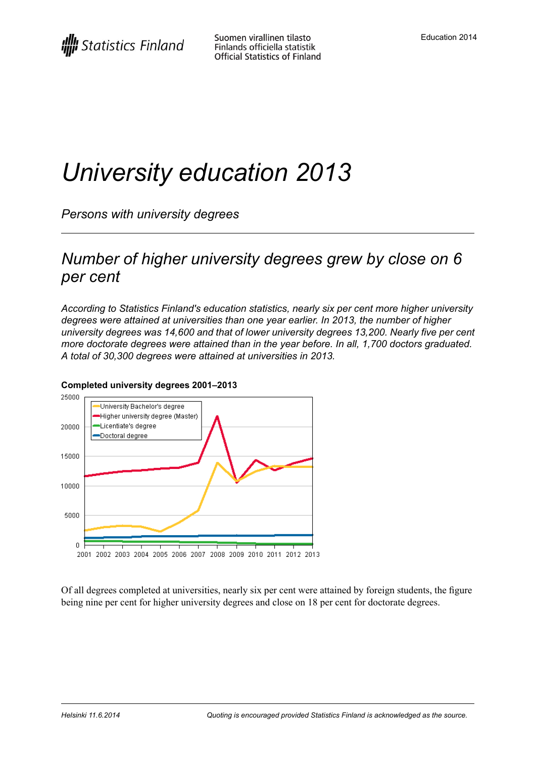Statistics Finland

Suomen virallinen tilasto
Finlands officiella statistik
Official Statistics of Finland

Education 2014

# *University education 2013*

*Persons with university degrees*

## *Number of higher university degrees grew by close on 6 per cent*

*According to Statistics Finland's education statistics, nearly six per cent more higher university degrees were attained at universities than one year earlier. In 2013, the number of higher university degrees was 14,600 and that of lower university degrees 13,200. Nearly five per cent more doctorate degrees were attained than in the year before. In all, 1,700 doctors graduated. A total of 30,300 degrees were attained at universities in 2013.*

**Completed university degrees 2001–2013**

Of all degrees completed at universities, nearly six per cent were attained by foreign students, the figure being nine per cent for higher university degrees and close on 18 per cent for doctorate degrees.

*Helsinki 11.6.2014* *Quoting is encouraged provided Statistics Finland is acknowledged as the source.*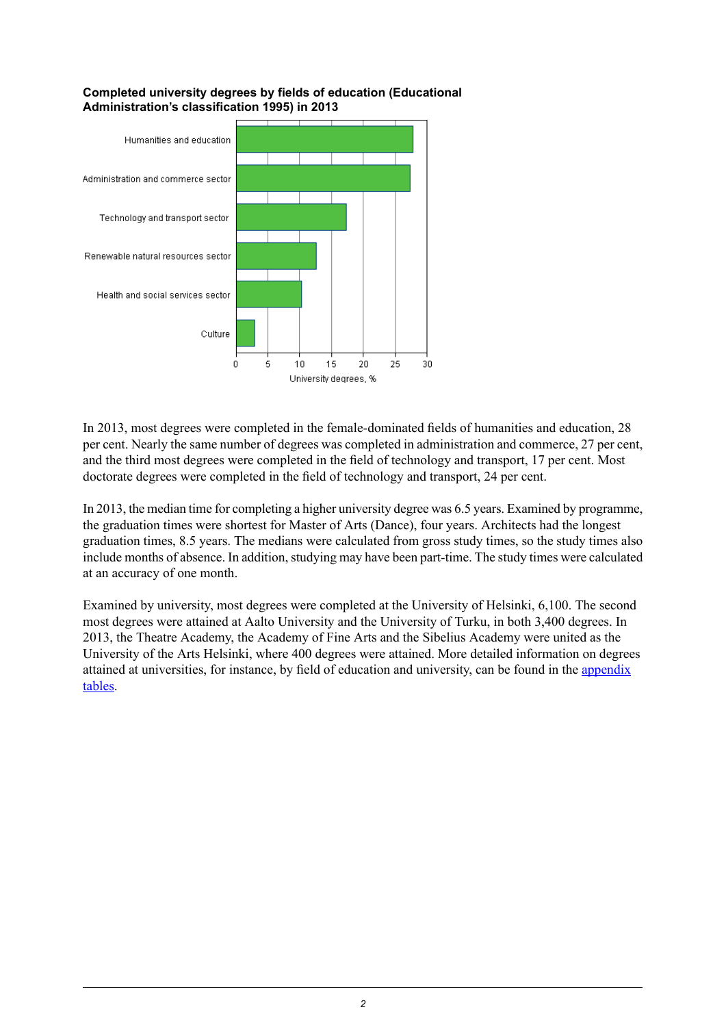**Completed university degrees by fields of education (Educational Administration's classification 1995) in 2013**

In 2013, most degrees were completed in the female-dominated fields of humanities and education, 28 per cent. Nearly the same number of degrees was completed in administration and commerce, 27 per cent, and the third most degrees were completed in the field of technology and transport, 17 per cent. Most doctorate degrees were completed in the field of technology and transport, 24 per cent.

In 2013, the median time for completing a higher university degree was 6.5 years. Examined by programme, the graduation times were shortest for Master of Arts (Dance), four years. Architects had the longest graduation times, 8.5 years. The medians were calculated from gross study times, so the study times also include months of absence. In addition, studying may have been part-time. The study times were calculated at an accuracy of one month.

Examined by university, most degrees were completed at the University of Helsinki, 6,100. The second most degrees were attained at Aalto University and the University of Turku, in both 3,400 degrees. In 2013, the Theatre Academy, the Academy of Fine Arts and the Sibelius Academy were united as the University of the Arts Helsinki, where 400 degrees were attained. More detailed information on degrees attained at universities, for instance, by field of education and university, can be found in the appendix tables.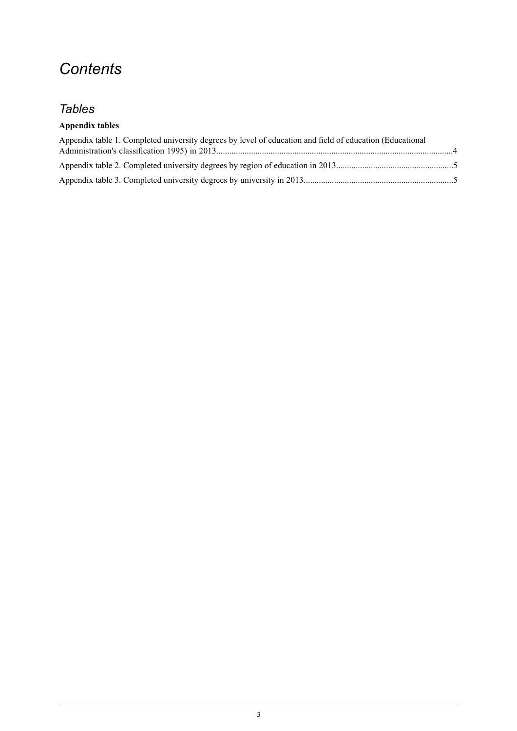# *Contents*

## *Tables*

**Appendix tables**

Appendix table 1. Completed university degrees by level of education and field of education (Educational Administration's classification 1995) in 2013..........................................................................................................4

Appendix table 2. Completed university degrees by region of education in 2013......................................................5

Appendix table 3. Completed university degrees by university in 2013....................................................................5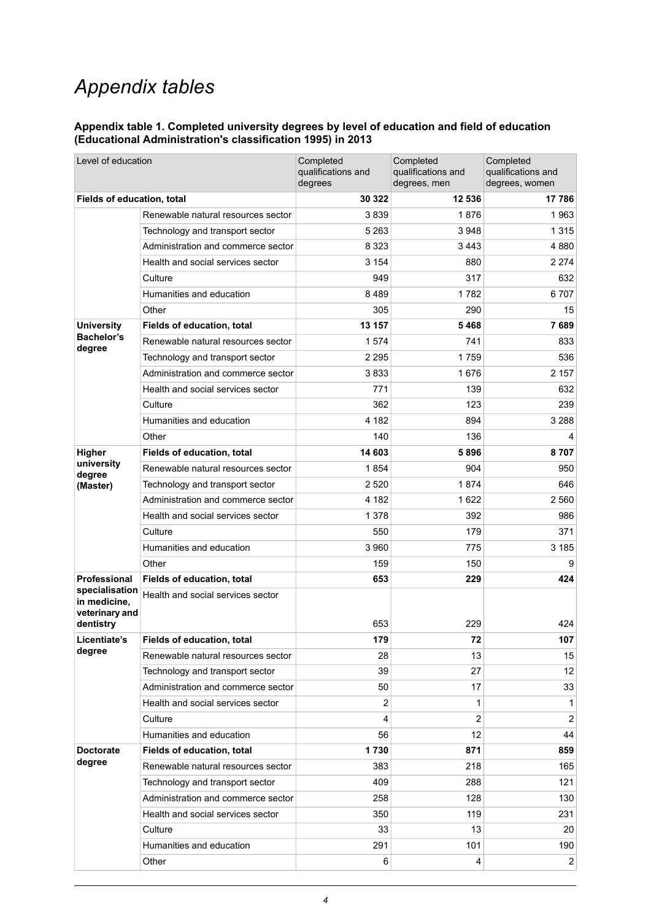# Appendix tables

**Appendix table 1. Completed university degrees by level of education and field of education (Educational Administration's classification 1995) in 2013**

| Level of education | | Completed qualifications and degrees | Completed qualifications and degrees, men | Completed qualifications and degrees, women |
|---|---|---|---|---|
| **Fields of education, total** | | **30 322** | **12 536** | **17 786** |
| | Renewable natural resources sector | 3 839 | 1 876 | 1 963 |
| | Technology and transport sector | 5 263 | 3 948 | 1 315 |
| | Administration and commerce sector | 8 323 | 3 443 | 4 880 |
| | Health and social services sector | 3 154 | 880 | 2 274 |
| | Culture | 949 | 317 | 632 |
| | Humanities and education | 8 489 | 1 782 | 6 707 |
| | Other | 305 | 290 | 15 |
| **University Bachelor's degree** | **Fields of education, total** | **13 157** | **5 468** | **7 689** |
| | Renewable natural resources sector | 1 574 | 741 | 833 |
| | Technology and transport sector | 2 295 | 1 759 | 536 |
| | Administration and commerce sector | 3 833 | 1 676 | 2 157 |
| | Health and social services sector | 771 | 139 | 632 |
| | Culture | 362 | 123 | 239 |
| | Humanities and education | 4 182 | 894 | 3 288 |
| | Other | 140 | 136 | 4 |
| **Higher university degree (Master)** | **Fields of education, total** | **14 603** | **5 896** | **8 707** |
| | Renewable natural resources sector | 1 854 | 904 | 950 |
| | Technology and transport sector | 2 520 | 1 874 | 646 |
| | Administration and commerce sector | 4 182 | 1 622 | 2 560 |
| | Health and social services sector | 1 378 | 392 | 986 |
| | Culture | 550 | 179 | 371 |
| | Humanities and education | 3 960 | 775 | 3 185 |
| | Other | 159 | 150 | 9 |
| **Professional specialisation in medicine, veterinary and dentistry** | **Fields of education, total** | **653** | **229** | **424** |
| | Health and social services sector | 653 | 229 | 424 |
| **Licentiate's degree** | **Fields of education, total** | **179** | **72** | **107** |
| | Renewable natural resources sector | 28 | 13 | 15 |
| | Technology and transport sector | 39 | 27 | 12 |
| | Administration and commerce sector | 50 | 17 | 33 |
| | Health and social services sector | 2 | 1 | 1 |
| | Culture | 4 | 2 | 2 |
| | Humanities and education | 56 | 12 | 44 |
| **Doctorate degree** | **Fields of education, total** | **1 730** | **871** | **859** |
| | Renewable natural resources sector | 383 | 218 | 165 |
| | Technology and transport sector | 409 | 288 | 121 |
| | Administration and commerce sector | 258 | 128 | 130 |
| | Health and social services sector | 350 | 119 | 231 |
| | Culture | 33 | 13 | 20 |
| | Humanities and education | 291 | 101 | 190 |
| | Other | 6 | 4 | 2 |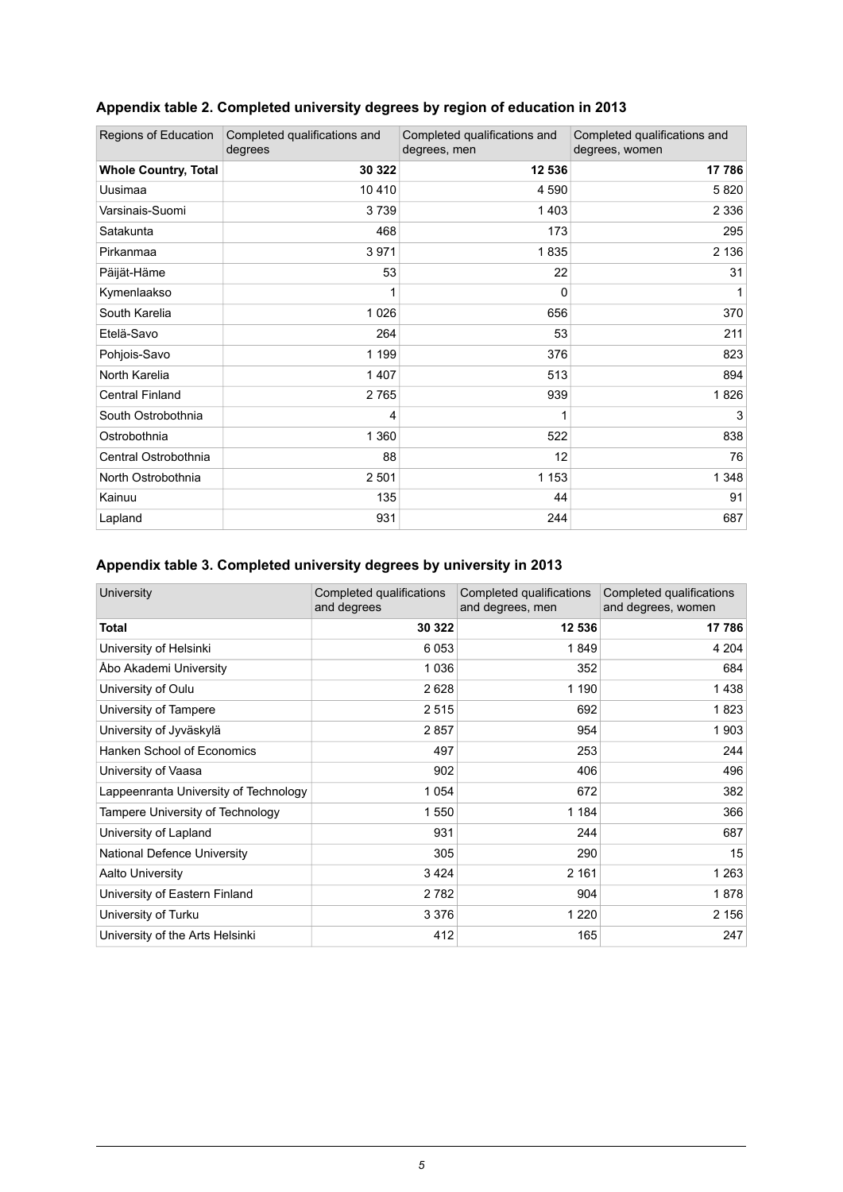### Appendix table 2. Completed university degrees by region of education in 2013

| Regions of Education | Completed qualifications and degrees | Completed qualifications and degrees, men | Completed qualifications and degrees, women |
|---|---|---|---|
| **Whole Country, Total** | **30 322** | **12 536** | **17 786** |
| Uusimaa | 10 410 | 4 590 | 5 820 |
| Varsinais-Suomi | 3 739 | 1 403 | 2 336 |
| Satakunta | 468 | 173 | 295 |
| Pirkanmaa | 3 971 | 1 835 | 2 136 |
| Päijät-Häme | 53 | 22 | 31 |
| Kymenlaakso | 1 | 0 | 1 |
| South Karelia | 1 026 | 656 | 370 |
| Etelä-Savo | 264 | 53 | 211 |
| Pohjois-Savo | 1 199 | 376 | 823 |
| North Karelia | 1 407 | 513 | 894 |
| Central Finland | 2 765 | 939 | 1 826 |
| South Ostrobothnia | 4 | 1 | 3 |
| Ostrobothnia | 1 360 | 522 | 838 |
| Central Ostrobothnia | 88 | 12 | 76 |
| North Ostrobothnia | 2 501 | 1 153 | 1 348 |
| Kainuu | 135 | 44 | 91 |
| Lapland | 931 | 244 | 687 |

### Appendix table 3. Completed university degrees by university in 2013

| University | Completed qualifications and degrees | Completed qualifications and degrees, men | Completed qualifications and degrees, women |
|---|---|---|---|
| **Total** | **30 322** | **12 536** | **17 786** |
| University of Helsinki | 6 053 | 1 849 | 4 204 |
| Åbo Akademi University | 1 036 | 352 | 684 |
| University of Oulu | 2 628 | 1 190 | 1 438 |
| University of Tampere | 2 515 | 692 | 1 823 |
| University of Jyväskylä | 2 857 | 954 | 1 903 |
| Hanken School of Economics | 497 | 253 | 244 |
| University of Vaasa | 902 | 406 | 496 |
| Lappeenranta University of Technology | 1 054 | 672 | 382 |
| Tampere University of Technology | 1 550 | 1 184 | 366 |
| University of Lapland | 931 | 244 | 687 |
| National Defence University | 305 | 290 | 15 |
| Aalto University | 3 424 | 2 161 | 1 263 |
| University of Eastern Finland | 2 782 | 904 | 1 878 |
| University of Turku | 3 376 | 1 220 | 2 156 |
| University of the Arts Helsinki | 412 | 165 | 247 |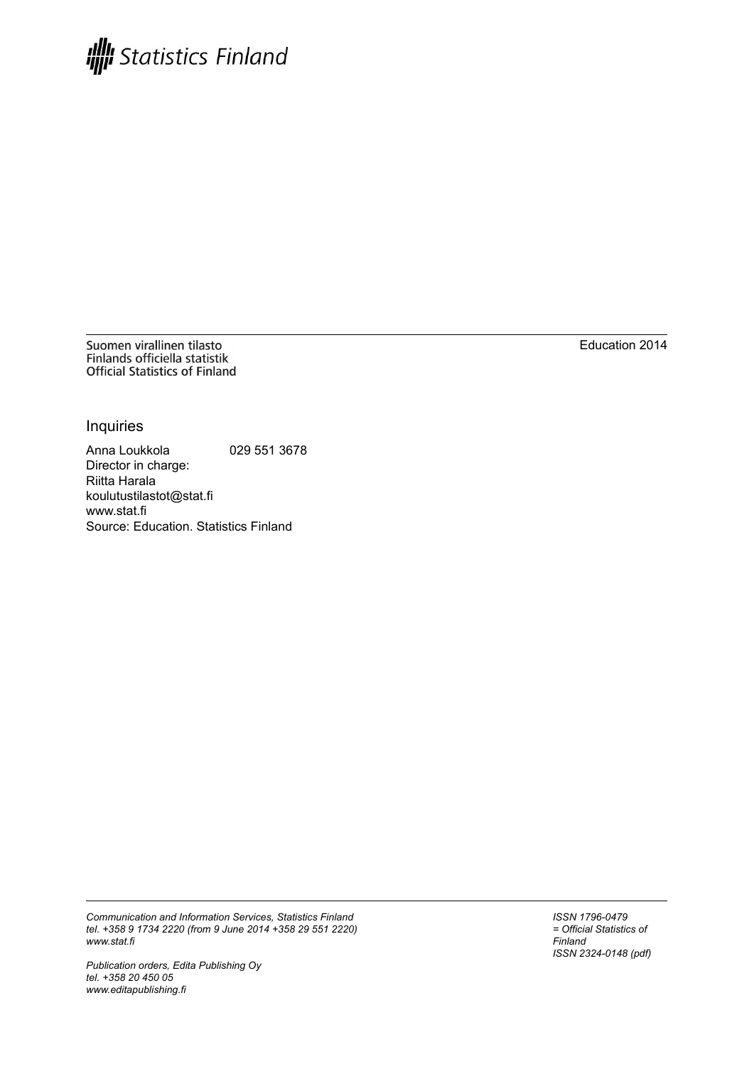Statistics Finland

Suomen virallinen tilasto
Finlands officiella statistik
**Official Statistics of Finland**

Education 2014

## Inquiries

Anna Loukkola 029 551 3678
Director in charge:
Riitta Harala
koulutustilastot@stat.fi
www.stat.fi
Source: Education. Statistics Finland

*Communication and Information Services, Statistics Finland*
*tel. +358 9 1734 2220 (from 9 June 2014 +358 29 551 2220)*
*www.stat.fi*

*Publication orders, Edita Publishing Oy*
*tel. +358 20 450 05*
*www.editapublishing.fi*

*ISSN 1796-0479*
*= Official Statistics of Finland*
*ISSN 2324-0148 (pdf)*